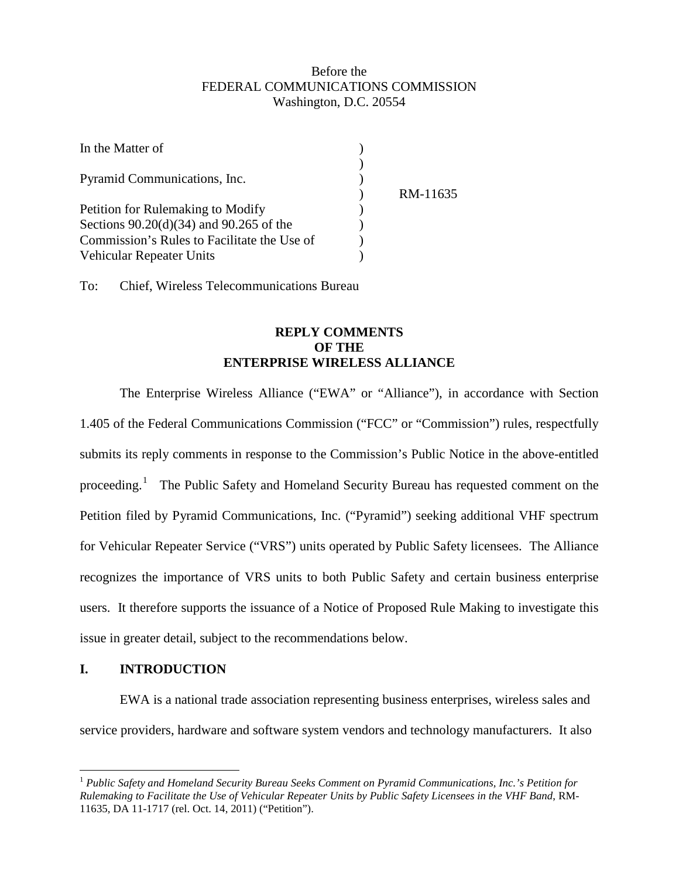Before the
FEDERAL COMMUNICATIONS COMMISSION
Washington, D.C. 20554

| | | |
|---|---|---|
| In the Matter of | ) | |
| | ) | |
| Pyramid Communications, Inc. | ) | |
| | ) | RM-11635 |
| Petition for Rulemaking to Modify | ) | |
| Sections 90.20(d)(34) and 90.265 of the | ) | |
| Commission's Rules to Facilitate the Use of | ) | |
| Vehicular Repeater Units | ) | |

To: Chief, Wireless Telecommunications Bureau

**REPLY COMMENTS**
**OF THE**
**ENTERPRISE WIRELESS ALLIANCE**

The Enterprise Wireless Alliance ("EWA" or "Alliance"), in accordance with Section 1.405 of the Federal Communications Commission ("FCC" or "Commission") rules, respectfully submits its reply comments in response to the Commission's Public Notice in the above-entitled proceeding.[1] The Public Safety and Homeland Security Bureau has requested comment on the Petition filed by Pyramid Communications, Inc. ("Pyramid") seeking additional VHF spectrum for Vehicular Repeater Service ("VRS") units operated by Public Safety licensees. The Alliance recognizes the importance of VRS units to both Public Safety and certain business enterprise users. It therefore supports the issuance of a Notice of Proposed Rule Making to investigate this issue in greater detail, subject to the recommendations below.

## I. INTRODUCTION

EWA is a national trade association representing business enterprises, wireless sales and service providers, hardware and software system vendors and technology manufacturers. It also

---

[1] *Public Safety and Homeland Security Bureau Seeks Comment on Pyramid Communications, Inc.'s Petition for Rulemaking to Facilitate the Use of Vehicular Repeater Units by Public Safety Licensees in the VHF Band*, RM-11635, DA 11-1717 (rel. Oct. 14, 2011) ("Petition").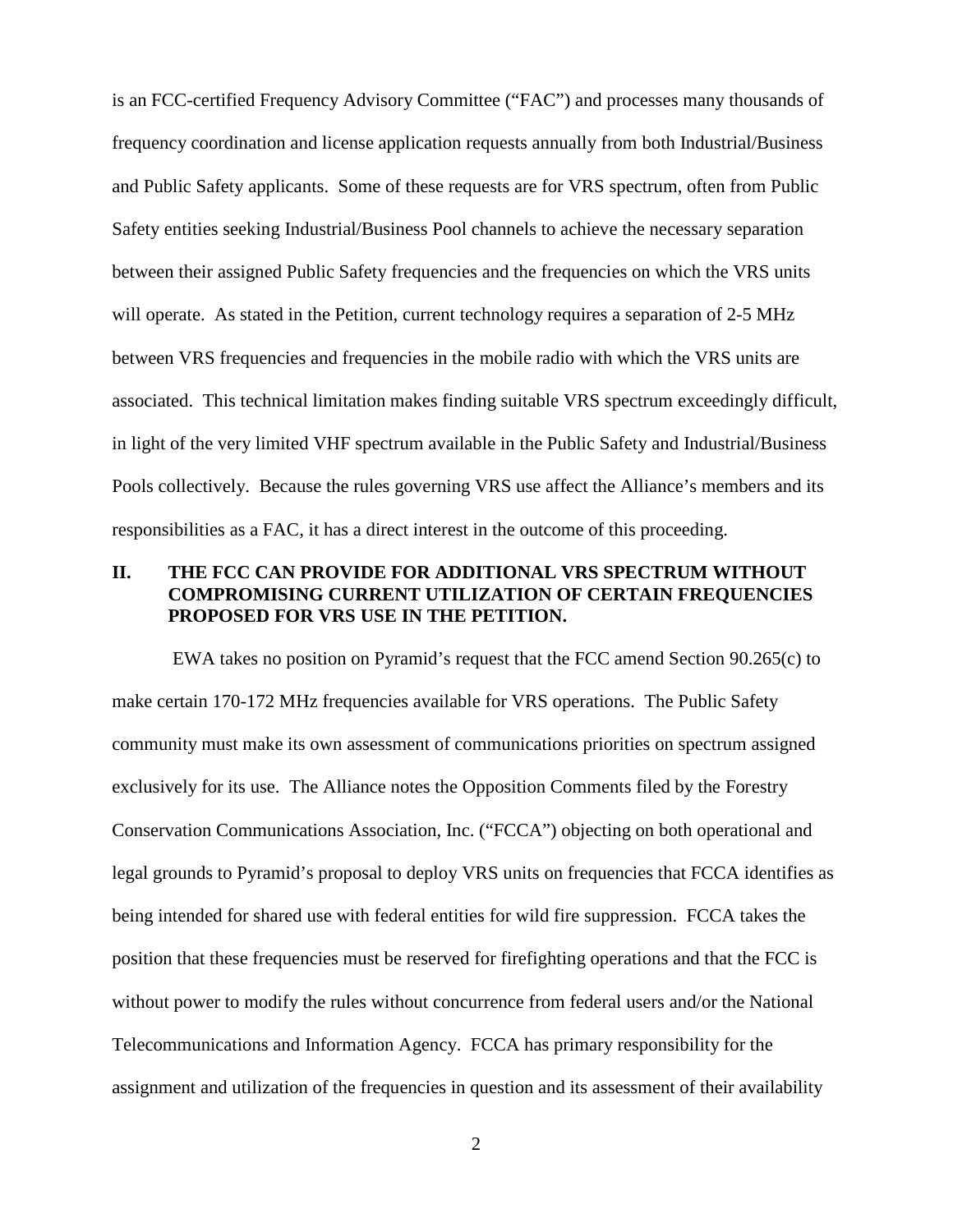is an FCC-certified Frequency Advisory Committee ("FAC") and processes many thousands of frequency coordination and license application requests annually from both Industrial/Business and Public Safety applicants. Some of these requests are for VRS spectrum, often from Public Safety entities seeking Industrial/Business Pool channels to achieve the necessary separation between their assigned Public Safety frequencies and the frequencies on which the VRS units will operate. As stated in the Petition, current technology requires a separation of 2-5 MHz between VRS frequencies and frequencies in the mobile radio with which the VRS units are associated. This technical limitation makes finding suitable VRS spectrum exceedingly difficult, in light of the very limited VHF spectrum available in the Public Safety and Industrial/Business Pools collectively. Because the rules governing VRS use affect the Alliance's members and its responsibilities as a FAC, it has a direct interest in the outcome of this proceeding.

## II. THE FCC CAN PROVIDE FOR ADDITIONAL VRS SPECTRUM WITHOUT COMPROMISING CURRENT UTILIZATION OF CERTAIN FREQUENCIES PROPOSED FOR VRS USE IN THE PETITION.

EWA takes no position on Pyramid's request that the FCC amend Section 90.265(c) to make certain 170-172 MHz frequencies available for VRS operations. The Public Safety community must make its own assessment of communications priorities on spectrum assigned exclusively for its use. The Alliance notes the Opposition Comments filed by the Forestry Conservation Communications Association, Inc. ("FCCA") objecting on both operational and legal grounds to Pyramid's proposal to deploy VRS units on frequencies that FCCA identifies as being intended for shared use with federal entities for wild fire suppression. FCCA takes the position that these frequencies must be reserved for firefighting operations and that the FCC is without power to modify the rules without concurrence from federal users and/or the National Telecommunications and Information Agency. FCCA has primary responsibility for the assignment and utilization of the frequencies in question and its assessment of their availability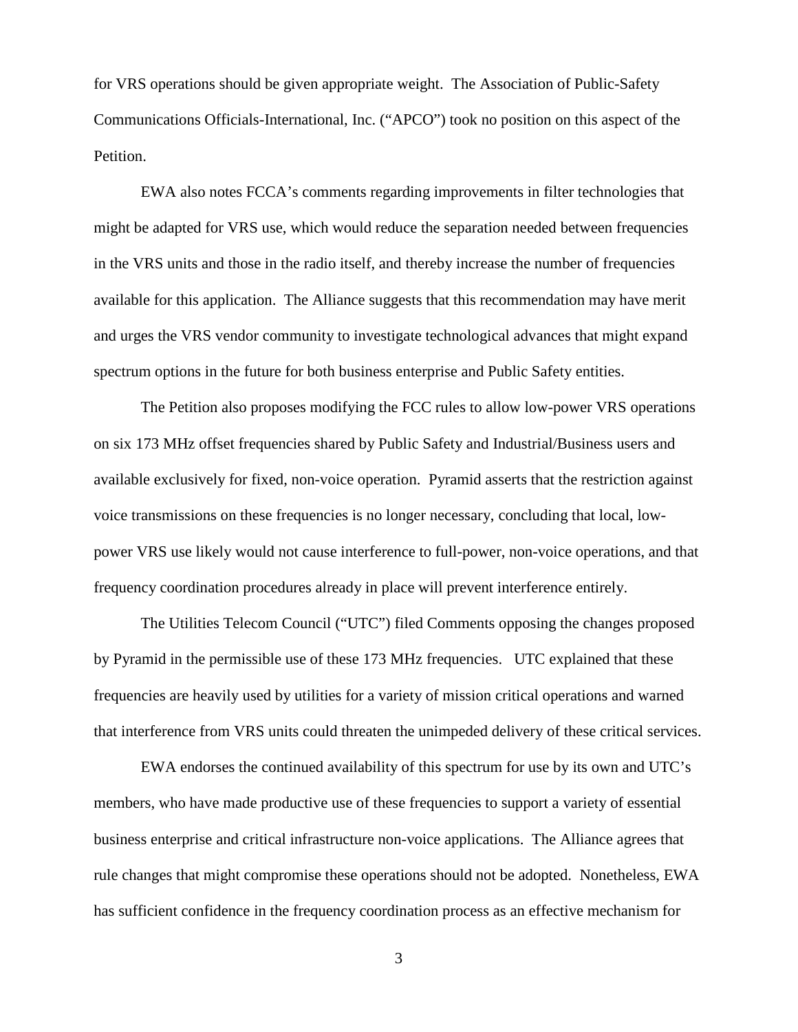for VRS operations should be given appropriate weight. The Association of Public-Safety Communications Officials-International, Inc. ("APCO") took no position on this aspect of the Petition.

EWA also notes FCCA's comments regarding improvements in filter technologies that might be adapted for VRS use, which would reduce the separation needed between frequencies in the VRS units and those in the radio itself, and thereby increase the number of frequencies available for this application. The Alliance suggests that this recommendation may have merit and urges the VRS vendor community to investigate technological advances that might expand spectrum options in the future for both business enterprise and Public Safety entities.

The Petition also proposes modifying the FCC rules to allow low-power VRS operations on six 173 MHz offset frequencies shared by Public Safety and Industrial/Business users and available exclusively for fixed, non-voice operation. Pyramid asserts that the restriction against voice transmissions on these frequencies is no longer necessary, concluding that local, low-power VRS use likely would not cause interference to full-power, non-voice operations, and that frequency coordination procedures already in place will prevent interference entirely.

The Utilities Telecom Council ("UTC") filed Comments opposing the changes proposed by Pyramid in the permissible use of these 173 MHz frequencies. UTC explained that these frequencies are heavily used by utilities for a variety of mission critical operations and warned that interference from VRS units could threaten the unimpeded delivery of these critical services.

EWA endorses the continued availability of this spectrum for use by its own and UTC's members, who have made productive use of these frequencies to support a variety of essential business enterprise and critical infrastructure non-voice applications. The Alliance agrees that rule changes that might compromise these operations should not be adopted. Nonetheless, EWA has sufficient confidence in the frequency coordination process as an effective mechanism for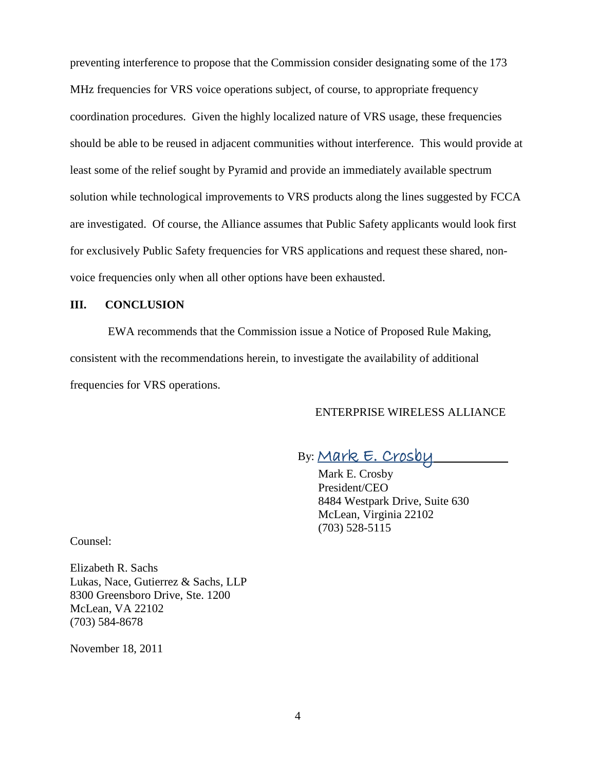preventing interference to propose that the Commission consider designating some of the 173 MHz frequencies for VRS voice operations subject, of course, to appropriate frequency coordination procedures. Given the highly localized nature of VRS usage, these frequencies should be able to be reused in adjacent communities without interference. This would provide at least some of the relief sought by Pyramid and provide an immediately available spectrum solution while technological improvements to VRS products along the lines suggested by FCCA are investigated. Of course, the Alliance assumes that Public Safety applicants would look first for exclusively Public Safety frequencies for VRS applications and request these shared, non-voice frequencies only when all other options have been exhausted.

## III. CONCLUSION

EWA recommends that the Commission issue a Notice of Proposed Rule Making, consistent with the recommendations herein, to investigate the availability of additional frequencies for VRS operations.

ENTERPRISE WIRELESS ALLIANCE

By: Mark E. Crosby

Mark E. Crosby
President/CEO
8484 Westpark Drive, Suite 630
McLean, Virginia 22102
(703) 528-5115

Counsel:

Elizabeth R. Sachs
Lukas, Nace, Gutierrez & Sachs, LLP
8300 Greensboro Drive, Ste. 1200
McLean, VA 22102
(703) 584-8678

November 18, 2011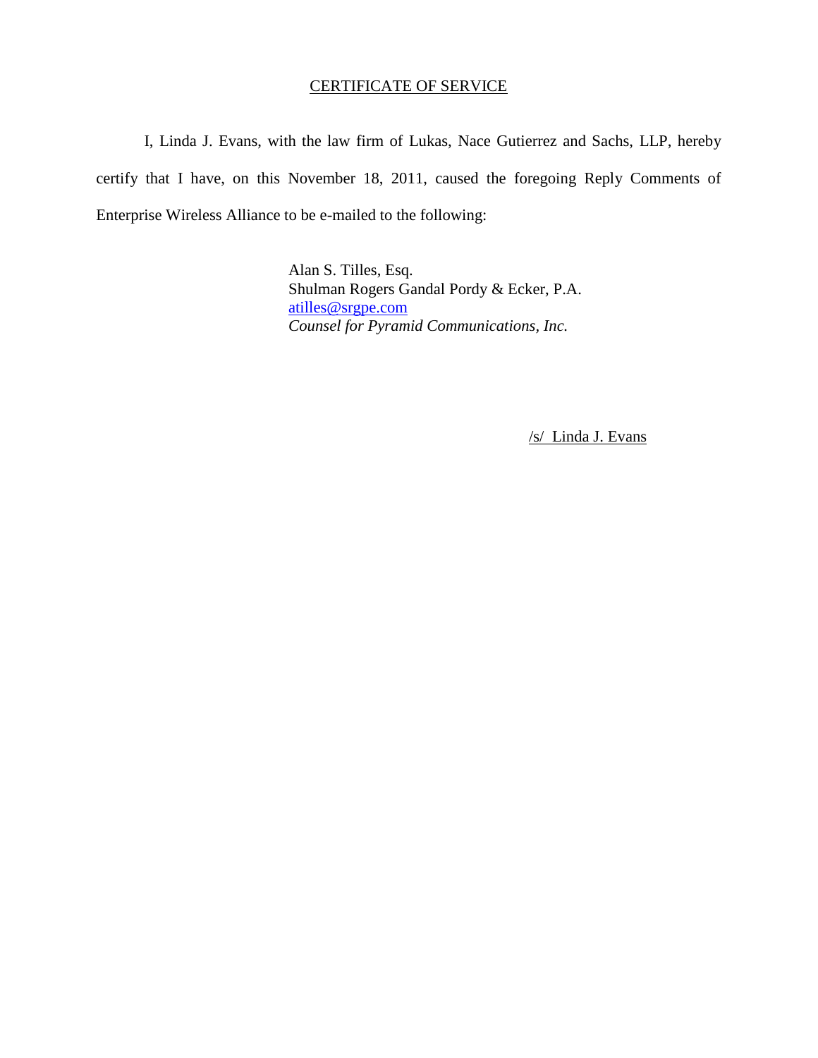## CERTIFICATE OF SERVICE

I, Linda J. Evans, with the law firm of Lukas, Nace Gutierrez and Sachs, LLP, hereby certify that I have, on this November 18, 2011, caused the foregoing Reply Comments of Enterprise Wireless Alliance to be e-mailed to the following:

Alan S. Tilles, Esq.
Shulman Rogers Gandal Pordy & Ecker, P.A.
atilles@srgpe.com
*Counsel for Pyramid Communications, Inc.*

/s/ Linda J. Evans